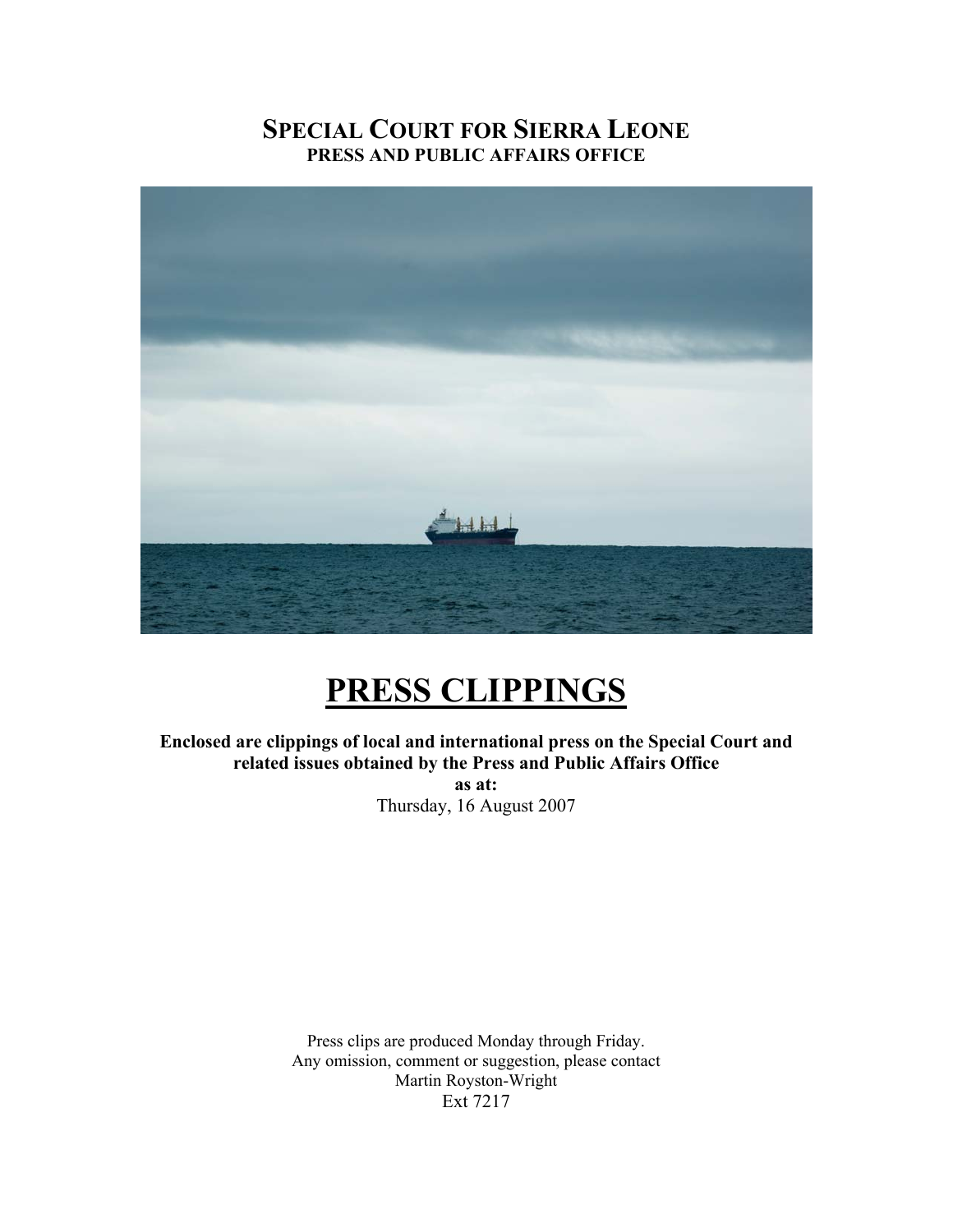# SPECIAL COURT FOR SIERRA LEONE
## PRESS AND PUBLIC AFFAIRS OFFICE

# PRESS CLIPPINGS

**Enclosed are clippings of local and international press on the Special Court and related issues obtained by the Press and Public Affairs Office**
**as at:**
Thursday, 16 August 2007

Press clips are produced Monday through Friday.
Any omission, comment or suggestion, please contact
Martin Royston-Wright
Ext 7217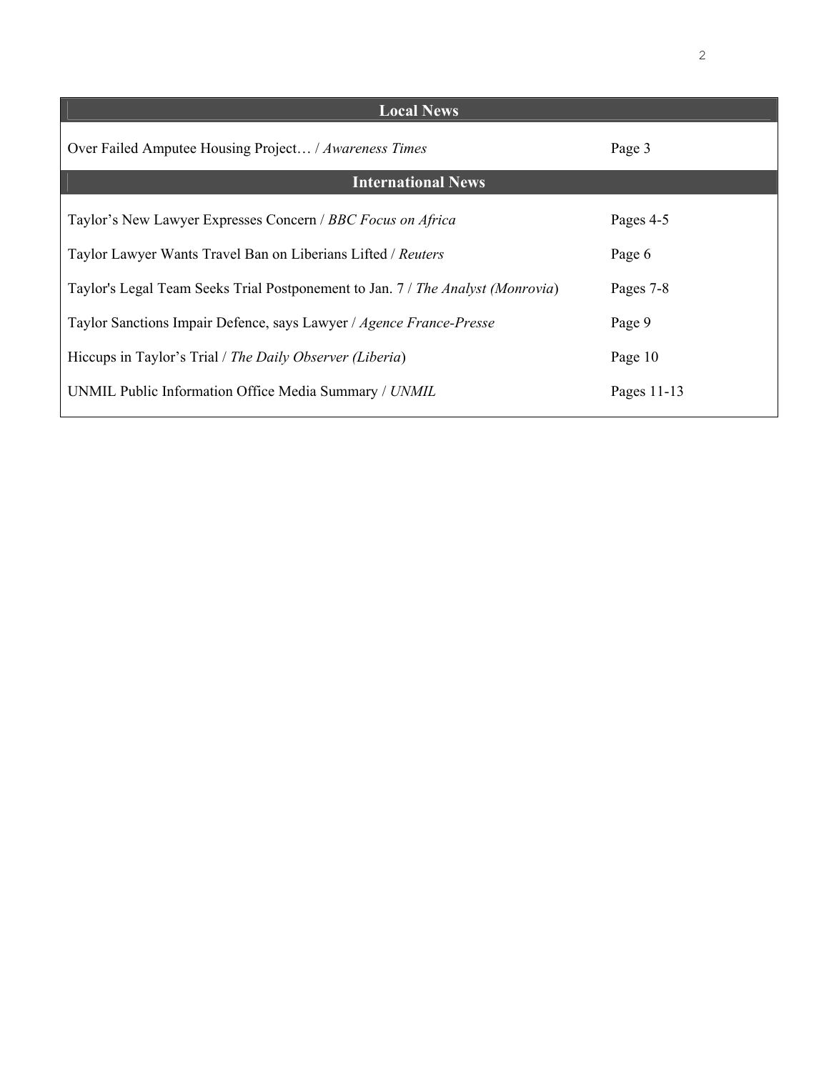## Local News

| | |
|---|---|
| Over Failed Amputee Housing Project… / *Awareness Times* | Page 3 |

## International News

| | |
|---|---|
| Taylor's New Lawyer Expresses Concern / *BBC Focus on Africa* | Pages 4-5 |
| Taylor Lawyer Wants Travel Ban on Liberians Lifted / *Reuters* | Page 6 |
| Taylor's Legal Team Seeks Trial Postponement to Jan. 7 / *The Analyst (Monrovia*) | Pages 7-8 |
| Taylor Sanctions Impair Defence, says Lawyer / *Agence France-Presse* | Page 9 |
| Hiccups in Taylor's Trial / *The Daily Observer (Liberia*) | Page 10 |
| UNMIL Public Information Office Media Summary / *UNMIL* | Pages 11-13 |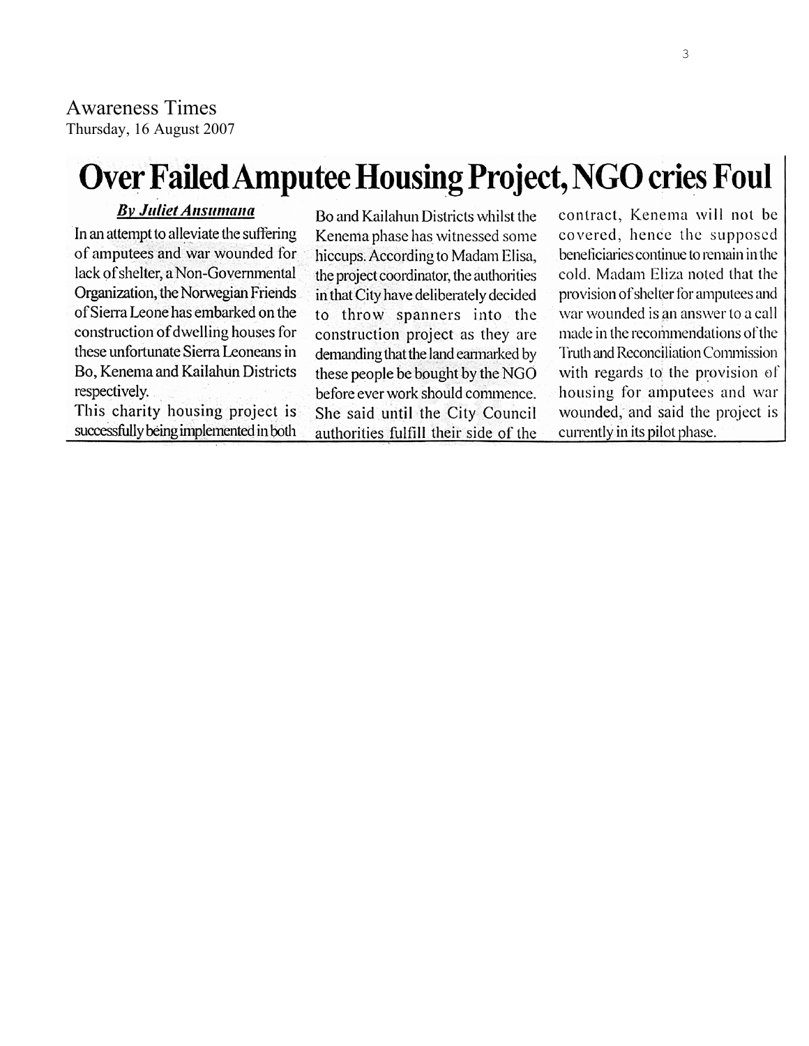Awareness Times
Thursday, 16 August 2007

# Over Failed Amputee Housing Project, NGO cries Foul

***By Juliet Ansumana***

In an attempt to alleviate the suffering of amputees and war wounded for lack of shelter, a Non-Governmental Organization, the Norwegian Friends of Sierra Leone has embarked on the construction of dwelling houses for these unfortunate Sierra Leoneans in Bo, Kenema and Kailahun Districts respectively.

This charity housing project is successfully being implemented in both Bo and Kailahun Districts whilst the Kenema phase has witnessed some hiccups. According to Madam Elisa, the project coordinator, the authorities in that City have deliberately decided to throw spanners into the construction project as they are demanding that the land earmarked by these people be bought by the NGO before ever work should commence. She said until the City Council authorities fulfill their side of the contract, Kenema will not be covered, hence the supposed beneficiaries continue to remain in the cold. Madam Eliza noted that the provision of shelter for amputees and war wounded is an answer to a call made in the recommendations of the Truth and Reconciliation Commission with regards to the provision of housing for amputees and war wounded, and said the project is currently in its pilot phase.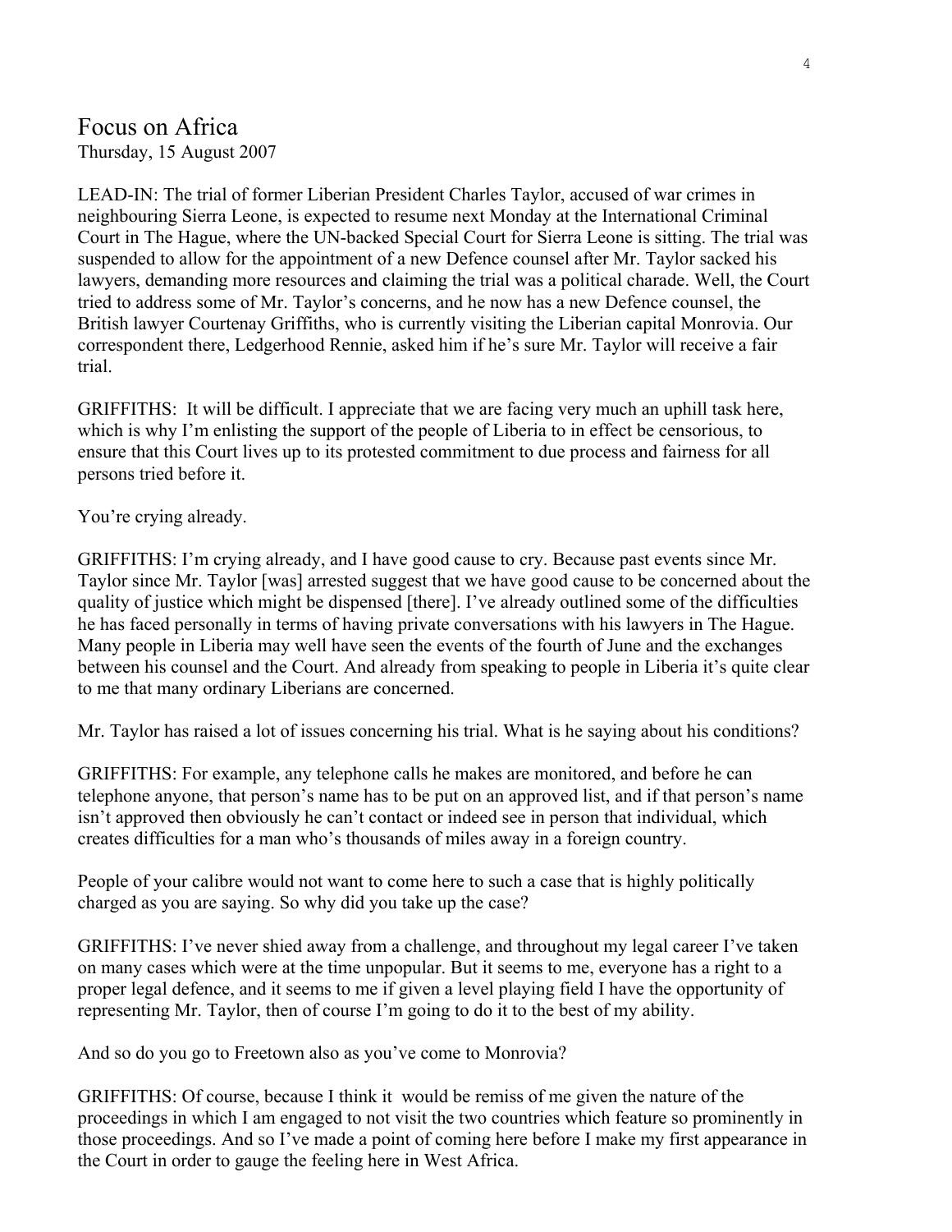## Focus on Africa
Thursday, 15 August 2007

LEAD-IN: The trial of former Liberian President Charles Taylor, accused of war crimes in neighbouring Sierra Leone, is expected to resume next Monday at the International Criminal Court in The Hague, where the UN-backed Special Court for Sierra Leone is sitting. The trial was suspended to allow for the appointment of a new Defence counsel after Mr. Taylor sacked his lawyers, demanding more resources and claiming the trial was a political charade. Well, the Court tried to address some of Mr. Taylor's concerns, and he now has a new Defence counsel, the British lawyer Courtenay Griffiths, who is currently visiting the Liberian capital Monrovia. Our correspondent there, Ledgerhood Rennie, asked him if he's sure Mr. Taylor will receive a fair trial.

GRIFFITHS: It will be difficult. I appreciate that we are facing very much an uphill task here, which is why I'm enlisting the support of the people of Liberia to in effect be censorious, to ensure that this Court lives up to its protested commitment to due process and fairness for all persons tried before it.

You're crying already.

GRIFFITHS: I'm crying already, and I have good cause to cry. Because past events since Mr. Taylor since Mr. Taylor [was] arrested suggest that we have good cause to be concerned about the quality of justice which might be dispensed [there]. I've already outlined some of the difficulties he has faced personally in terms of having private conversations with his lawyers in The Hague. Many people in Liberia may well have seen the events of the fourth of June and the exchanges between his counsel and the Court. And already from speaking to people in Liberia it's quite clear to me that many ordinary Liberians are concerned.

Mr. Taylor has raised a lot of issues concerning his trial. What is he saying about his conditions?

GRIFFITHS: For example, any telephone calls he makes are monitored, and before he can telephone anyone, that person's name has to be put on an approved list, and if that person's name isn't approved then obviously he can't contact or indeed see in person that individual, which creates difficulties for a man who's thousands of miles away in a foreign country.

People of your calibre would not want to come here to such a case that is highly politically charged as you are saying. So why did you take up the case?

GRIFFITHS: I've never shied away from a challenge, and throughout my legal career I've taken on many cases which were at the time unpopular. But it seems to me, everyone has a right to a proper legal defence, and it seems to me if given a level playing field I have the opportunity of representing Mr. Taylor, then of course I'm going to do it to the best of my ability.

And so do you go to Freetown also as you've come to Monrovia?

GRIFFITHS: Of course, because I think it would be remiss of me given the nature of the proceedings in which I am engaged to not visit the two countries which feature so prominently in those proceedings. And so I've made a point of coming here before I make my first appearance in the Court in order to gauge the feeling here in West Africa.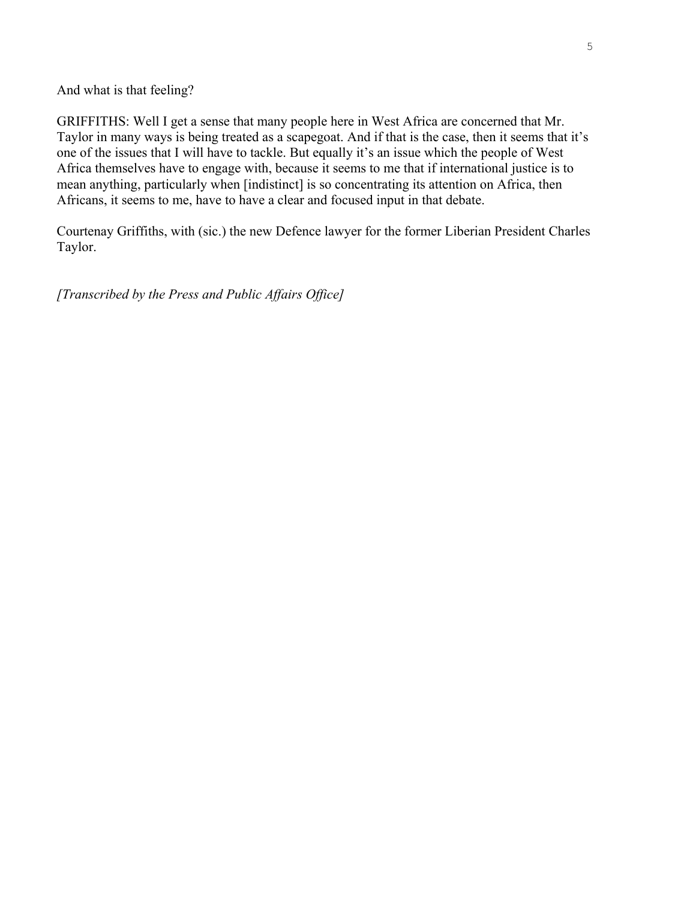And what is that feeling?

GRIFFITHS: Well I get a sense that many people here in West Africa are concerned that Mr. Taylor in many ways is being treated as a scapegoat. And if that is the case, then it seems that it's one of the issues that I will have to tackle. But equally it's an issue which the people of West Africa themselves have to engage with, because it seems to me that if international justice is to mean anything, particularly when [indistinct] is so concentrating its attention on Africa, then Africans, it seems to me, have to have a clear and focused input in that debate.

Courtenay Griffiths, with (sic.) the new Defence lawyer for the former Liberian President Charles Taylor.

*[Transcribed by the Press and Public Affairs Office]*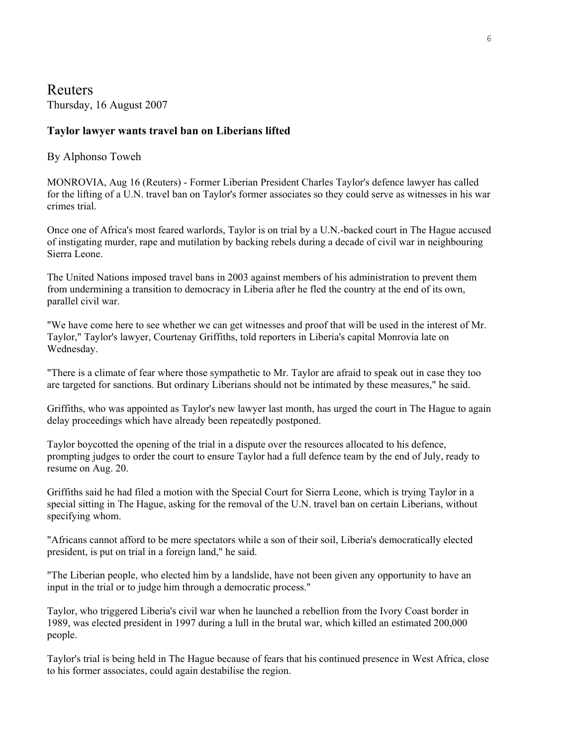# Reuters

Thursday, 16 August 2007

### Taylor lawyer wants travel ban on Liberians lifted

By Alphonso Toweh

MONROVIA, Aug 16 (Reuters) - Former Liberian President Charles Taylor's defence lawyer has called for the lifting of a U.N. travel ban on Taylor's former associates so they could serve as witnesses in his war crimes trial.

Once one of Africa's most feared warlords, Taylor is on trial by a U.N.-backed court in The Hague accused of instigating murder, rape and mutilation by backing rebels during a decade of civil war in neighbouring Sierra Leone.

The United Nations imposed travel bans in 2003 against members of his administration to prevent them from undermining a transition to democracy in Liberia after he fled the country at the end of its own, parallel civil war.

"We have come here to see whether we can get witnesses and proof that will be used in the interest of Mr. Taylor," Taylor's lawyer, Courtenay Griffiths, told reporters in Liberia's capital Monrovia late on Wednesday.

"There is a climate of fear where those sympathetic to Mr. Taylor are afraid to speak out in case they too are targeted for sanctions. But ordinary Liberians should not be intimated by these measures," he said.

Griffiths, who was appointed as Taylor's new lawyer last month, has urged the court in The Hague to again delay proceedings which have already been repeatedly postponed.

Taylor boycotted the opening of the trial in a dispute over the resources allocated to his defence, prompting judges to order the court to ensure Taylor had a full defence team by the end of July, ready to resume on Aug. 20.

Griffiths said he had filed a motion with the Special Court for Sierra Leone, which is trying Taylor in a special sitting in The Hague, asking for the removal of the U.N. travel ban on certain Liberians, without specifying whom.

"Africans cannot afford to be mere spectators while a son of their soil, Liberia's democratically elected president, is put on trial in a foreign land," he said.

"The Liberian people, who elected him by a landslide, have not been given any opportunity to have an input in the trial or to judge him through a democratic process."

Taylor, who triggered Liberia's civil war when he launched a rebellion from the Ivory Coast border in 1989, was elected president in 1997 during a lull in the brutal war, which killed an estimated 200,000 people.

Taylor's trial is being held in The Hague because of fears that his continued presence in West Africa, close to his former associates, could again destabilise the region.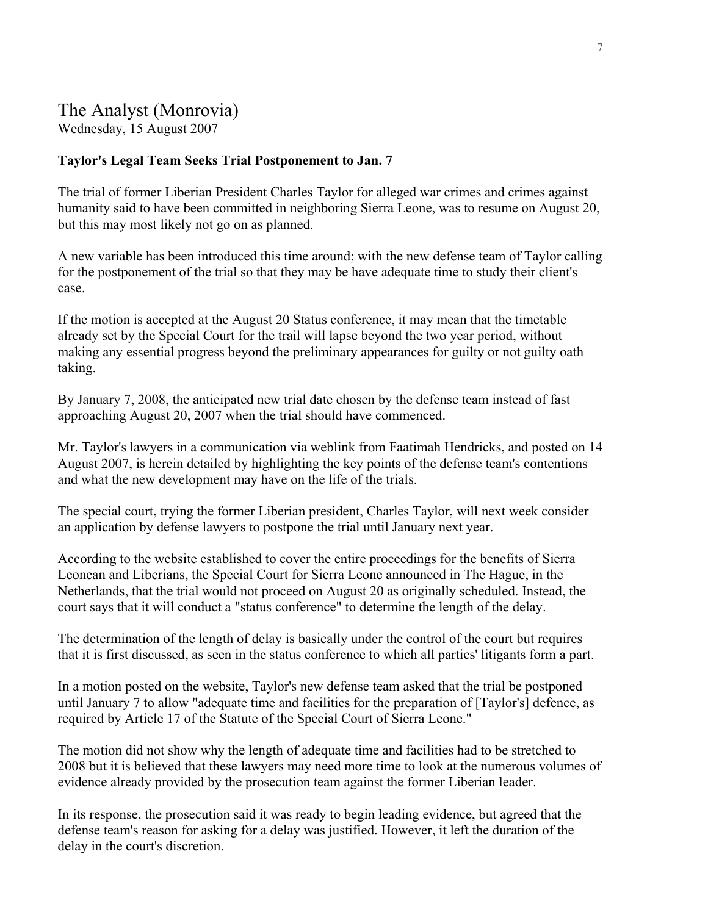# The Analyst (Monrovia)

Wednesday, 15 August 2007

**Taylor's Legal Team Seeks Trial Postponement to Jan. 7**

The trial of former Liberian President Charles Taylor for alleged war crimes and crimes against humanity said to have been committed in neighboring Sierra Leone, was to resume on August 20, but this may most likely not go on as planned.

A new variable has been introduced this time around; with the new defense team of Taylor calling for the postponement of the trial so that they may be have adequate time to study their client's case.

If the motion is accepted at the August 20 Status conference, it may mean that the timetable already set by the Special Court for the trail will lapse beyond the two year period, without making any essential progress beyond the preliminary appearances for guilty or not guilty oath taking.

By January 7, 2008, the anticipated new trial date chosen by the defense team instead of fast approaching August 20, 2007 when the trial should have commenced.

Mr. Taylor's lawyers in a communication via weblink from Faatimah Hendricks, and posted on 14 August 2007, is herein detailed by highlighting the key points of the defense team's contentions and what the new development may have on the life of the trials.

The special court, trying the former Liberian president, Charles Taylor, will next week consider an application by defense lawyers to postpone the trial until January next year.

According to the website established to cover the entire proceedings for the benefits of Sierra Leonean and Liberians, the Special Court for Sierra Leone announced in The Hague, in the Netherlands, that the trial would not proceed on August 20 as originally scheduled. Instead, the court says that it will conduct a "status conference" to determine the length of the delay.

The determination of the length of delay is basically under the control of the court but requires that it is first discussed, as seen in the status conference to which all parties' litigants form a part.

In a motion posted on the website, Taylor's new defense team asked that the trial be postponed until January 7 to allow "adequate time and facilities for the preparation of [Taylor's] defence, as required by Article 17 of the Statute of the Special Court of Sierra Leone."

The motion did not show why the length of adequate time and facilities had to be stretched to 2008 but it is believed that these lawyers may need more time to look at the numerous volumes of evidence already provided by the prosecution team against the former Liberian leader.

In its response, the prosecution said it was ready to begin leading evidence, but agreed that the defense team's reason for asking for a delay was justified. However, it left the duration of the delay in the court's discretion.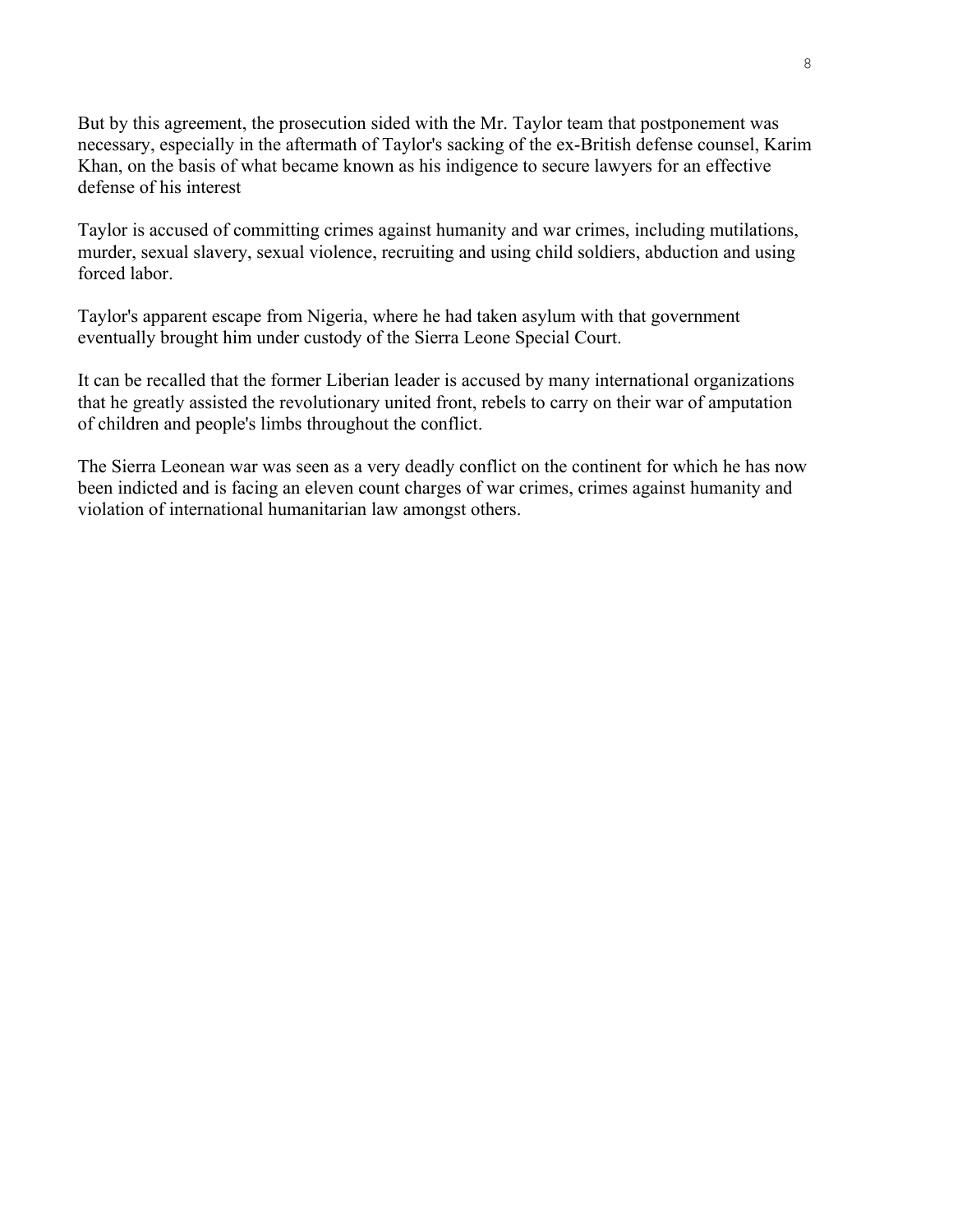But by this agreement, the prosecution sided with the Mr. Taylor team that postponement was necessary, especially in the aftermath of Taylor's sacking of the ex-British defense counsel, Karim Khan, on the basis of what became known as his indigence to secure lawyers for an effective defense of his interest

Taylor is accused of committing crimes against humanity and war crimes, including mutilations, murder, sexual slavery, sexual violence, recruiting and using child soldiers, abduction and using forced labor.

Taylor's apparent escape from Nigeria, where he had taken asylum with that government eventually brought him under custody of the Sierra Leone Special Court.

It can be recalled that the former Liberian leader is accused by many international organizations that he greatly assisted the revolutionary united front, rebels to carry on their war of amputation of children and people's limbs throughout the conflict.

The Sierra Leonean war was seen as a very deadly conflict on the continent for which he has now been indicted and is facing an eleven count charges of war crimes, crimes against humanity and violation of international humanitarian law amongst others.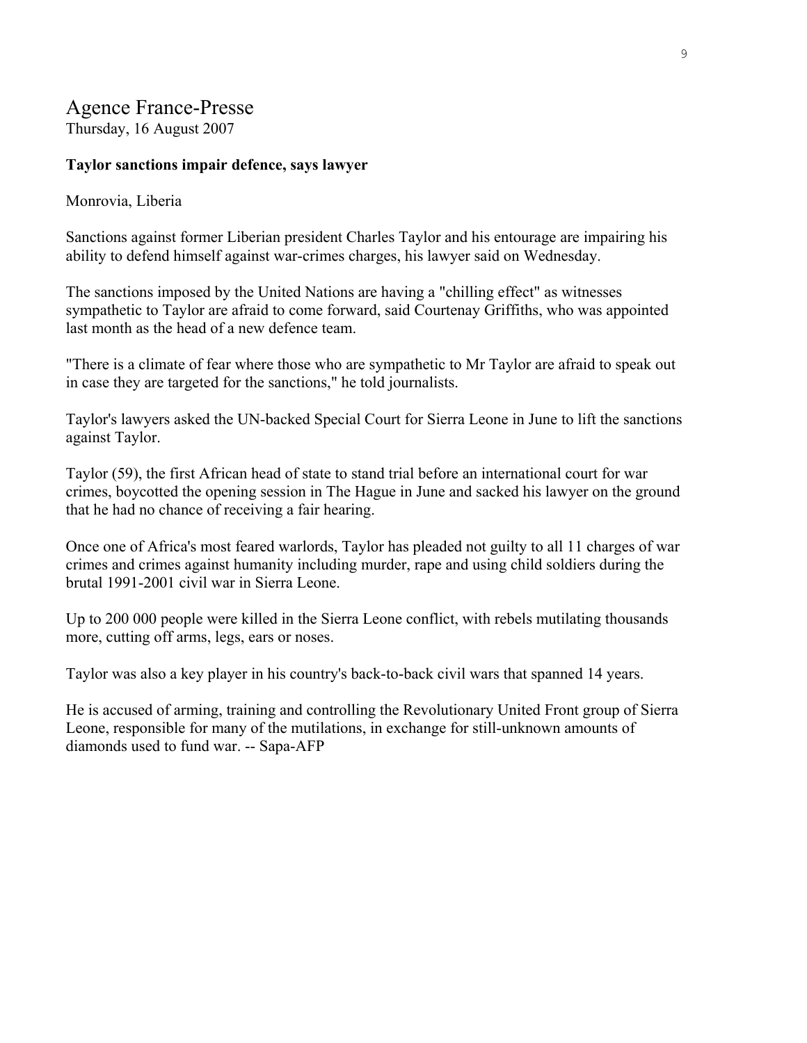# Agence France-Presse

Thursday, 16 August 2007

**Taylor sanctions impair defence, says lawyer**

Monrovia, Liberia

Sanctions against former Liberian president Charles Taylor and his entourage are impairing his ability to defend himself against war-crimes charges, his lawyer said on Wednesday.

The sanctions imposed by the United Nations are having a "chilling effect" as witnesses sympathetic to Taylor are afraid to come forward, said Courtenay Griffiths, who was appointed last month as the head of a new defence team.

"There is a climate of fear where those who are sympathetic to Mr Taylor are afraid to speak out in case they are targeted for the sanctions," he told journalists.

Taylor's lawyers asked the UN-backed Special Court for Sierra Leone in June to lift the sanctions against Taylor.

Taylor (59), the first African head of state to stand trial before an international court for war crimes, boycotted the opening session in The Hague in June and sacked his lawyer on the ground that he had no chance of receiving a fair hearing.

Once one of Africa's most feared warlords, Taylor has pleaded not guilty to all 11 charges of war crimes and crimes against humanity including murder, rape and using child soldiers during the brutal 1991-2001 civil war in Sierra Leone.

Up to 200 000 people were killed in the Sierra Leone conflict, with rebels mutilating thousands more, cutting off arms, legs, ears or noses.

Taylor was also a key player in his country's back-to-back civil wars that spanned 14 years.

He is accused of arming, training and controlling the Revolutionary United Front group of Sierra Leone, responsible for many of the mutilations, in exchange for still-unknown amounts of diamonds used to fund war. -- Sapa-AFP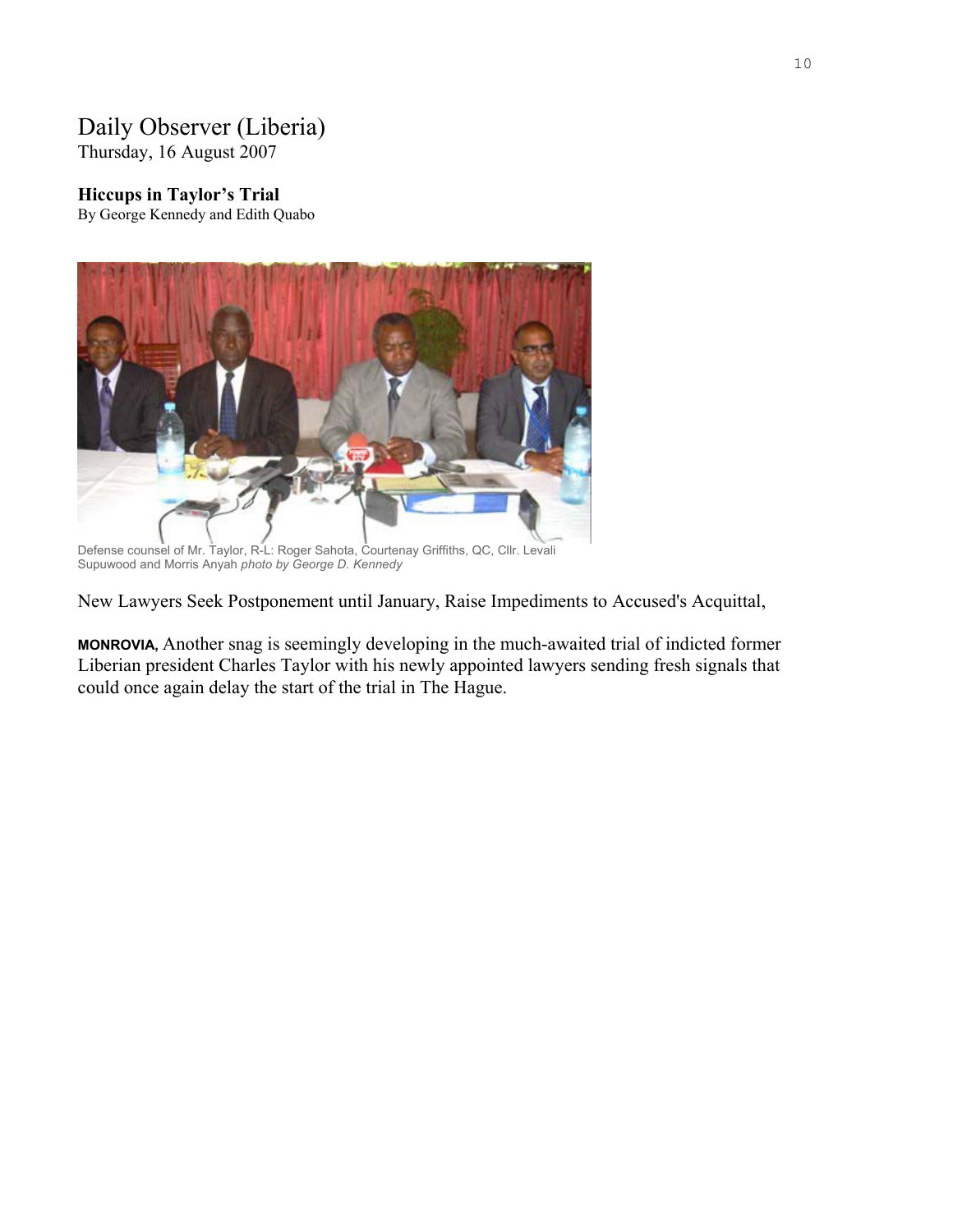# Daily Observer (Liberia)

Thursday, 16 August 2007

**Hiccups in Taylor's Trial**

By George Kennedy and Edith Quabo

Defense counsel of Mr. Taylor, R-L: Roger Sahota, Courtenay Griffiths, QC, Cllr. Levali Supuwood and Morris Anyah *photo by George D. Kennedy*

New Lawyers Seek Postponement until January, Raise Impediments to Accused's Acquittal,

**MONROVIA**, Another snag is seemingly developing in the much-awaited trial of indicted former Liberian president Charles Taylor with his newly appointed lawyers sending fresh signals that could once again delay the start of the trial in The Hague.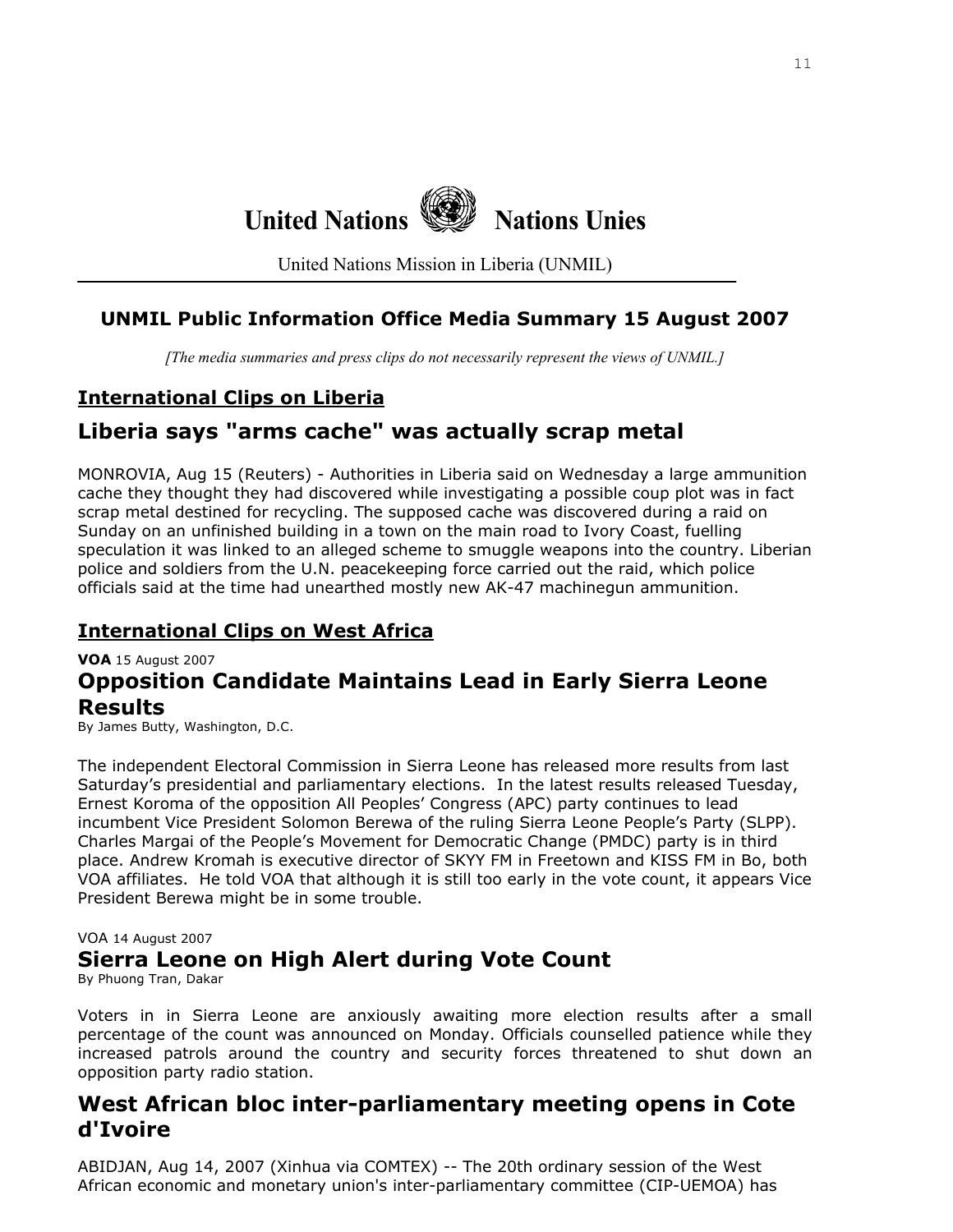United Nations Nations Unies

United Nations Mission in Liberia (UNMIL)

## UNMIL Public Information Office Media Summary 15 August 2007

*[The media summaries and press clips do not necessarily represent the views of UNMIL.]*

### International Clips on Liberia

## Liberia says "arms cache" was actually scrap metal

MONROVIA, Aug 15 (Reuters) - Authorities in Liberia said on Wednesday a large ammunition cache they thought they had discovered while investigating a possible coup plot was in fact scrap metal destined for recycling. The supposed cache was discovered during a raid on Sunday on an unfinished building in a town on the main road to Ivory Coast, fuelling speculation it was linked to an alleged scheme to smuggle weapons into the country. Liberian police and soldiers from the U.N. peacekeeping force carried out the raid, which police officials said at the time had unearthed mostly new AK-47 machinegun ammunition.

### International Clips on West Africa

**VOA** 15 August 2007

## Opposition Candidate Maintains Lead in Early Sierra Leone Results

By James Butty, Washington, D.C.

The independent Electoral Commission in Sierra Leone has released more results from last Saturday's presidential and parliamentary elections. In the latest results released Tuesday, Ernest Koroma of the opposition All Peoples' Congress (APC) party continues to lead incumbent Vice President Solomon Berewa of the ruling Sierra Leone People's Party (SLPP). Charles Margai of the People's Movement for Democratic Change (PMDC) party is in third place. Andrew Kromah is executive director of SKYY FM in Freetown and KISS FM in Bo, both VOA affiliates. He told VOA that although it is still too early in the vote count, it appears Vice President Berewa might be in some trouble.

VOA 14 August 2007

## Sierra Leone on High Alert during Vote Count

By Phuong Tran, Dakar

Voters in in Sierra Leone are anxiously awaiting more election results after a small percentage of the count was announced on Monday. Officials counselled patience while they increased patrols around the country and security forces threatened to shut down an opposition party radio station.

## West African bloc inter-parliamentary meeting opens in Cote d'Ivoire

ABIDJAN, Aug 14, 2007 (Xinhua via COMTEX) -- The 20th ordinary session of the West African economic and monetary union's inter-parliamentary committee (CIP-UEMOA) has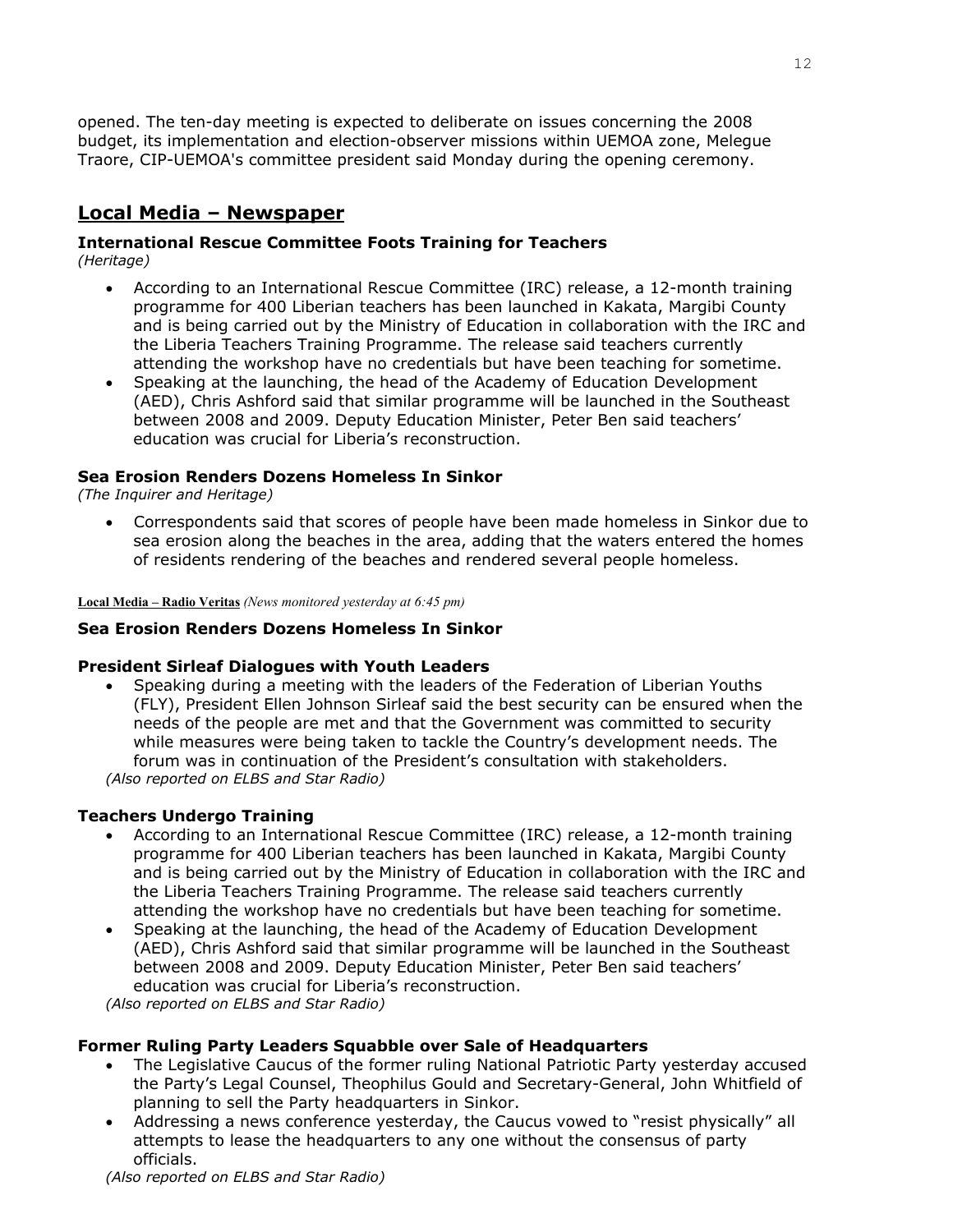opened. The ten-day meeting is expected to deliberate on issues concerning the 2008 budget, its implementation and election-observer missions within UEMOA zone, Melegue Traore, CIP-UEMOA's committee president said Monday during the opening ceremony.

## Local Media – Newspaper

### International Rescue Committee Foots Training for Teachers

*(Heritage)*

- According to an International Rescue Committee (IRC) release, a 12-month training programme for 400 Liberian teachers has been launched in Kakata, Margibi County and is being carried out by the Ministry of Education in collaboration with the IRC and the Liberia Teachers Training Programme. The release said teachers currently attending the workshop have no credentials but have been teaching for sometime.
- Speaking at the launching, the head of the Academy of Education Development (AED), Chris Ashford said that similar programme will be launched in the Southeast between 2008 and 2009. Deputy Education Minister, Peter Ben said teachers' education was crucial for Liberia's reconstruction.

### Sea Erosion Renders Dozens Homeless In Sinkor

*(The Inquirer and Heritage)*

- Correspondents said that scores of people have been made homeless in Sinkor due to sea erosion along the beaches in the area, adding that the waters entered the homes of residents rendering of the beaches and rendered several people homeless.

**Local Media – Radio Veritas** *(News monitored yesterday at 6:45 pm)*

### Sea Erosion Renders Dozens Homeless In Sinkor

### President Sirleaf Dialogues with Youth Leaders

- Speaking during a meeting with the leaders of the Federation of Liberian Youths (FLY), President Ellen Johnson Sirleaf said the best security can be ensured when the needs of the people are met and that the Government was committed to security while measures were being taken to tackle the Country's development needs. The forum was in continuation of the President's consultation with stakeholders.

*(Also reported on ELBS and Star Radio)*

### Teachers Undergo Training

- According to an International Rescue Committee (IRC) release, a 12-month training programme for 400 Liberian teachers has been launched in Kakata, Margibi County and is being carried out by the Ministry of Education in collaboration with the IRC and the Liberia Teachers Training Programme. The release said teachers currently attending the workshop have no credentials but have been teaching for sometime.
- Speaking at the launching, the head of the Academy of Education Development (AED), Chris Ashford said that similar programme will be launched in the Southeast between 2008 and 2009. Deputy Education Minister, Peter Ben said teachers' education was crucial for Liberia's reconstruction.

*(Also reported on ELBS and Star Radio)*

### Former Ruling Party Leaders Squabble over Sale of Headquarters

- The Legislative Caucus of the former ruling National Patriotic Party yesterday accused the Party's Legal Counsel, Theophilus Gould and Secretary-General, John Whitfield of planning to sell the Party headquarters in Sinkor.
- Addressing a news conference yesterday, the Caucus vowed to "resist physically" all attempts to lease the headquarters to any one without the consensus of party officials.

*(Also reported on ELBS and Star Radio)*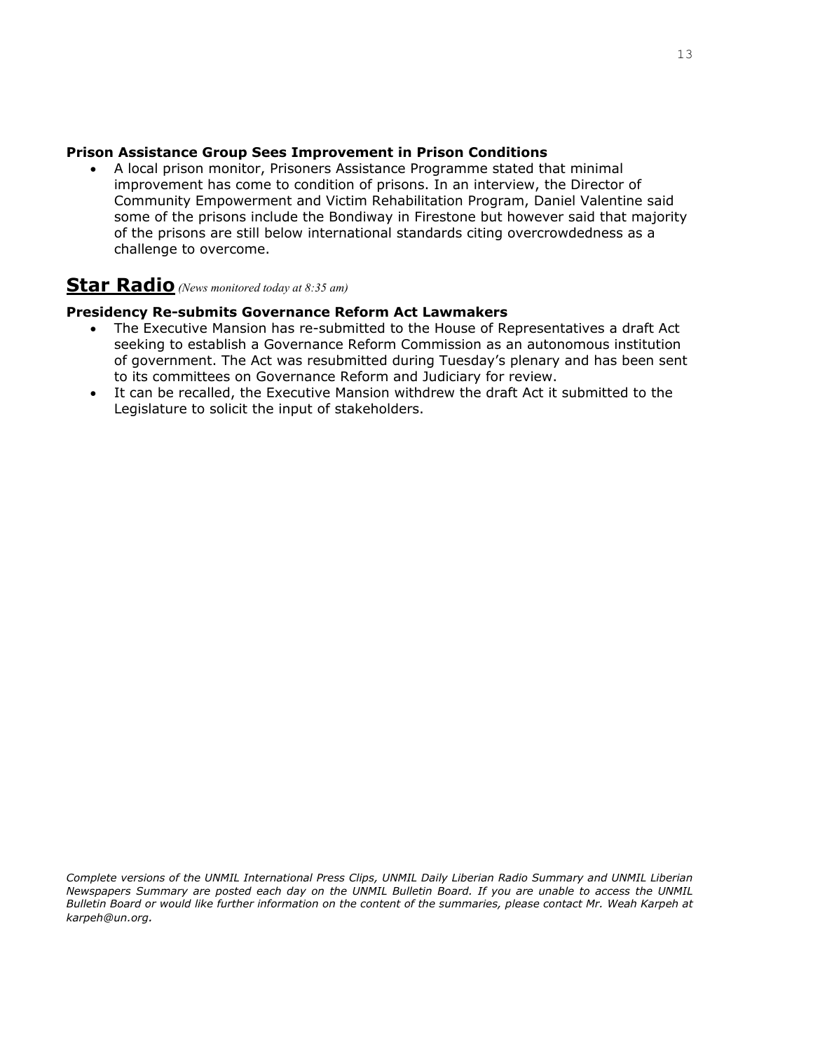**Prison Assistance Group Sees Improvement in Prison Conditions**

- A local prison monitor, Prisoners Assistance Programme stated that minimal improvement has come to condition of prisons. In an interview, the Director of Community Empowerment and Victim Rehabilitation Program, Daniel Valentine said some of the prisons include the Bondiway in Firestone but however said that majority of the prisons are still below international standards citing overcrowdedness as a challenge to overcome.

## Star Radio *(News monitored today at 8:35 am)*

**Presidency Re-submits Governance Reform Act Lawmakers**

- The Executive Mansion has re-submitted to the House of Representatives a draft Act seeking to establish a Governance Reform Commission as an autonomous institution of government. The Act was resubmitted during Tuesday's plenary and has been sent to its committees on Governance Reform and Judiciary for review.
- It can be recalled, the Executive Mansion withdrew the draft Act it submitted to the Legislature to solicit the input of stakeholders.

*Complete versions of the UNMIL International Press Clips, UNMIL Daily Liberian Radio Summary and UNMIL Liberian Newspapers Summary are posted each day on the UNMIL Bulletin Board. If you are unable to access the UNMIL Bulletin Board or would like further information on the content of the summaries, please contact Mr. Weah Karpeh at karpeh@un.org.*